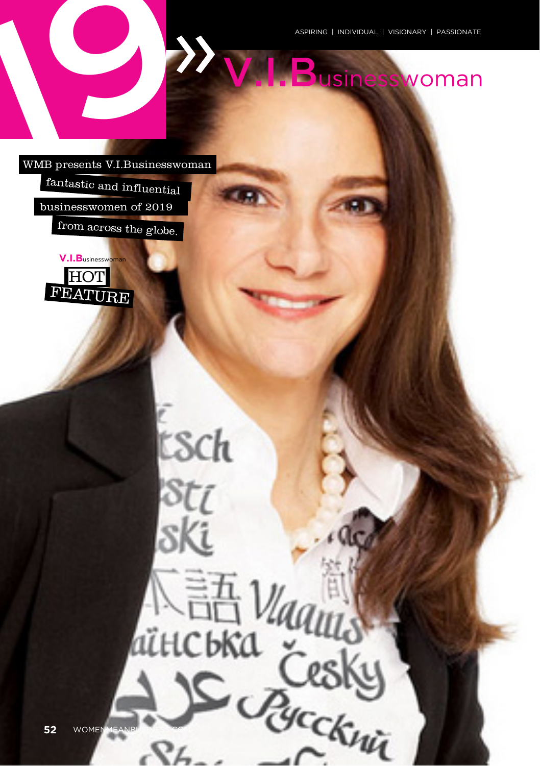# 19 » V.I.Businesswoman

ASPIRING | INDIVIDUAL | VISIONARY | PASSIONATE

WMB presents V.I.Businesswoman fantastic and influential businesswomen of 2019 from across the globe.

V.I.Businesswoman

HOT FEATURE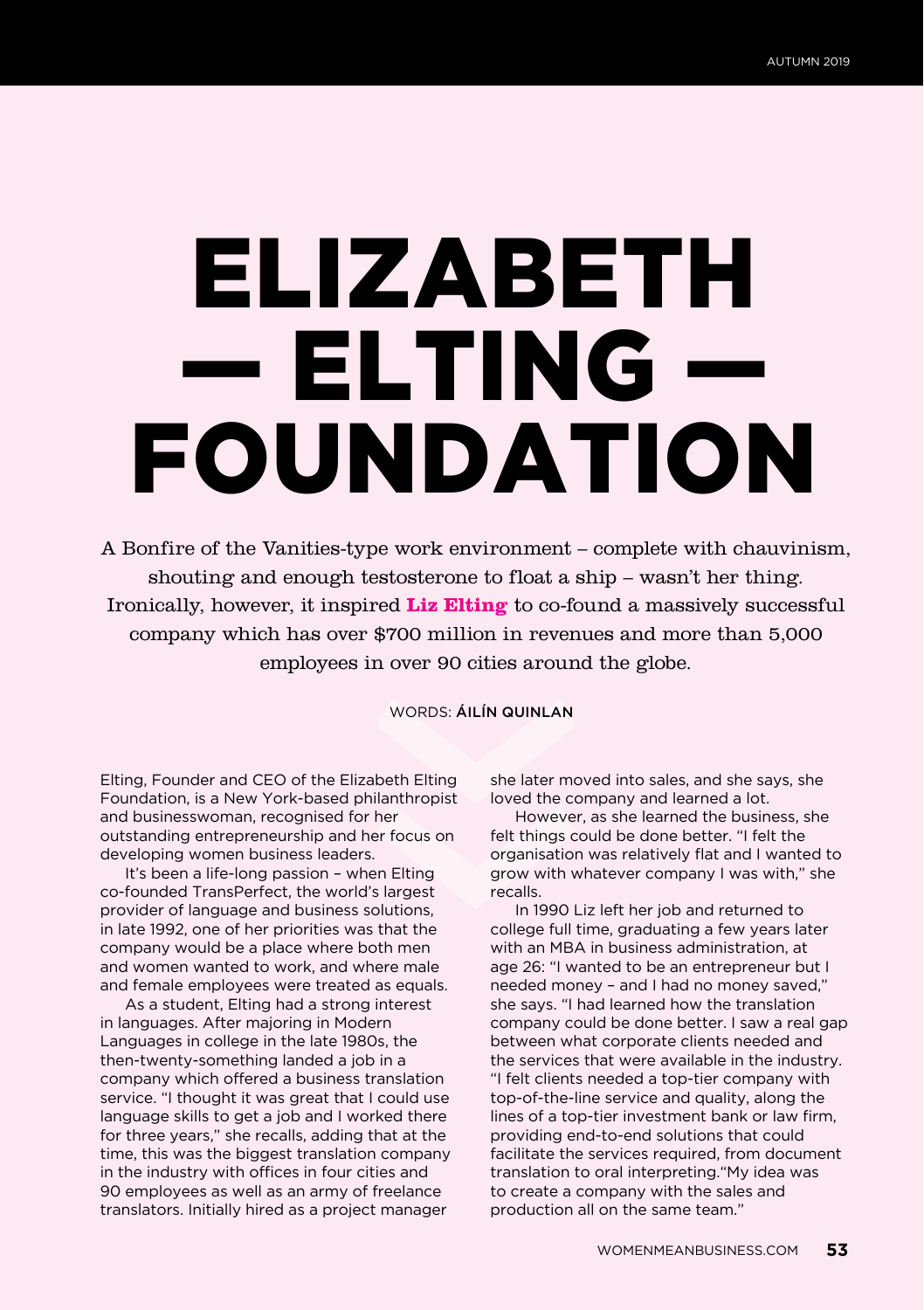# ELIZABETH — ELTING — FOUNDATION

A Bonfire of the Vanities-type work environment – complete with chauvinism, shouting and enough testosterone to float a ship – wasn't her thing. Ironically, however, it inspired **Liz Elting** to co-found a massively successful company which has over $700 million in revenues and more than 5,000 employees in over 90 cities around the globe.

WORDS: **ÁILÍN QUINLAN**

Elting, Founder and CEO of the Elizabeth Elting Foundation, is a New York-based philanthropist and businesswoman, recognised for her outstanding entrepreneurship and her focus on developing women business leaders.

It's been a life-long passion – when Elting co-founded TransPerfect, the world's largest provider of language and business solutions, in late 1992, one of her priorities was that the company would be a place where both men and women wanted to work, and where male and female employees were treated as equals.

As a student, Elting had a strong interest in languages. After majoring in Modern Languages in college in the late 1980s, the then-twenty-something landed a job in a company which offered a business translation service. "I thought it was great that I could use language skills to get a job and I worked there for three years," she recalls, adding that at the time, this was the biggest translation company in the industry with offices in four cities and 90 employees as well as an army of freelance translators. Initially hired as a project manager she later moved into sales, and she says, she loved the company and learned a lot.

However, as she learned the business, she felt things could be done better. "I felt the organisation was relatively flat and I wanted to grow with whatever company I was with," she recalls.

In 1990 Liz left her job and returned to college full time, graduating a few years later with an MBA in business administration, at age 26: "I wanted to be an entrepreneur but I needed money – and I had no money saved," she says. "I had learned how the translation company could be done better. I saw a real gap between what corporate clients needed and the services that were available in the industry. "I felt clients needed a top-tier company with top-of-the-line service and quality, along the lines of a top-tier investment bank or law firm, providing end-to-end solutions that could facilitate the services required, from document translation to oral interpreting."My idea was to create a company with the sales and production all on the same team."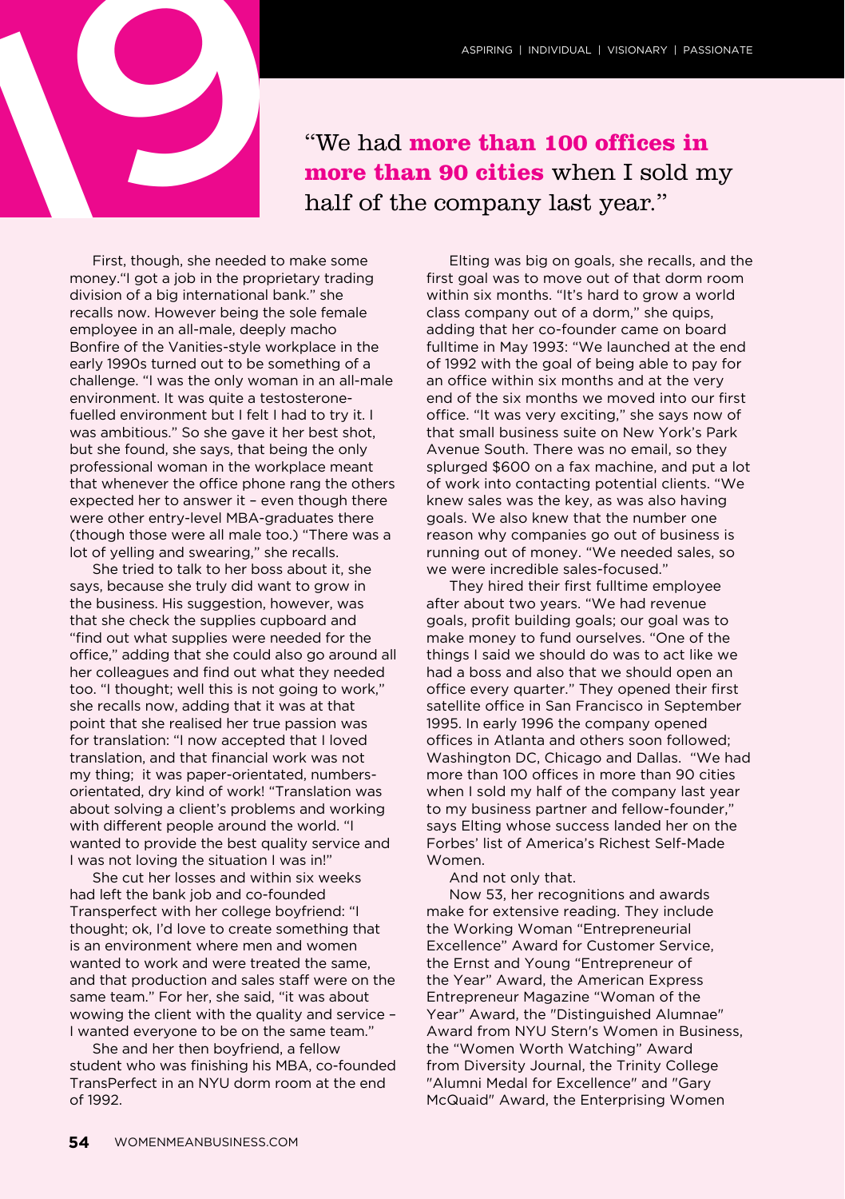"We had **more than 100 offices in more than 90 cities** when I sold my half of the company last year."

First, though, she needed to make some money."I got a job in the proprietary trading division of a big international bank." she recalls now. However being the sole female employee in an all-male, deeply macho Bonfire of the Vanities-style workplace in the early 1990s turned out to be something of a challenge. "I was the only woman in an all-male environment. It was quite a testosterone-fuelled environment but I felt I had to try it. I was ambitious." So she gave it her best shot, but she found, she says, that being the only professional woman in the workplace meant that whenever the office phone rang the others expected her to answer it – even though there were other entry-level MBA-graduates there (though those were all male too.) "There was a lot of yelling and swearing," she recalls.

She tried to talk to her boss about it, she says, because she truly did want to grow in the business. His suggestion, however, was that she check the supplies cupboard and "find out what supplies were needed for the office," adding that she could also go around all her colleagues and find out what they needed too. "I thought; well this is not going to work," she recalls now, adding that it was at that point that she realised her true passion was for translation: "I now accepted that I loved translation, and that financial work was not my thing; it was paper-orientated, numbers-orientated, dry kind of work! "Translation was about solving a client's problems and working with different people around the world. "I wanted to provide the best quality service and I was not loving the situation I was in!"

She cut her losses and within six weeks had left the bank job and co-founded Transperfect with her college boyfriend: "I thought; ok, I'd love to create something that is an environment where men and women wanted to work and were treated the same, and that production and sales staff were on the same team." For her, she said, "it was about wowing the client with the quality and service – I wanted everyone to be on the same team."

She and her then boyfriend, a fellow student who was finishing his MBA, co-founded TransPerfect in an NYU dorm room at the end of 1992.

Elting was big on goals, she recalls, and the first goal was to move out of that dorm room within six months. "It's hard to grow a world class company out of a dorm," she quips, adding that her co-founder came on board fulltime in May 1993: "We launched at the end of 1992 with the goal of being able to pay for an office within six months and at the very end of the six months we moved into our first office. "It was very exciting," she says now of that small business suite on New York's Park Avenue South. There was no email, so they splurged $600 on a fax machine, and put a lot of work into contacting potential clients. "We knew sales was the key, as was also having goals. We also knew that the number one reason why companies go out of business is running out of money. "We needed sales, so we were incredible sales-focused."

They hired their first fulltime employee after about two years. "We had revenue goals, profit building goals; our goal was to make money to fund ourselves. "One of the things I said we should do was to act like we had a boss and also that we should open an office every quarter." They opened their first satellite office in San Francisco in September 1995. In early 1996 the company opened offices in Atlanta and others soon followed; Washington DC, Chicago and Dallas. "We had more than 100 offices in more than 90 cities when I sold my half of the company last year to my business partner and fellow-founder," says Elting whose success landed her on the Forbes' list of America's Richest Self-Made Women.

And not only that.

Now 53, her recognitions and awards make for extensive reading. They include the Working Woman "Entrepreneurial Excellence" Award for Customer Service, the Ernst and Young "Entrepreneur of the Year" Award, the American Express Entrepreneur Magazine "Woman of the Year" Award, the "Distinguished Alumnae" Award from NYU Stern's Women in Business, the "Women Worth Watching" Award from Diversity Journal, the Trinity College "Alumni Medal for Excellence" and "Gary McQuaid" Award, the Enterprising Women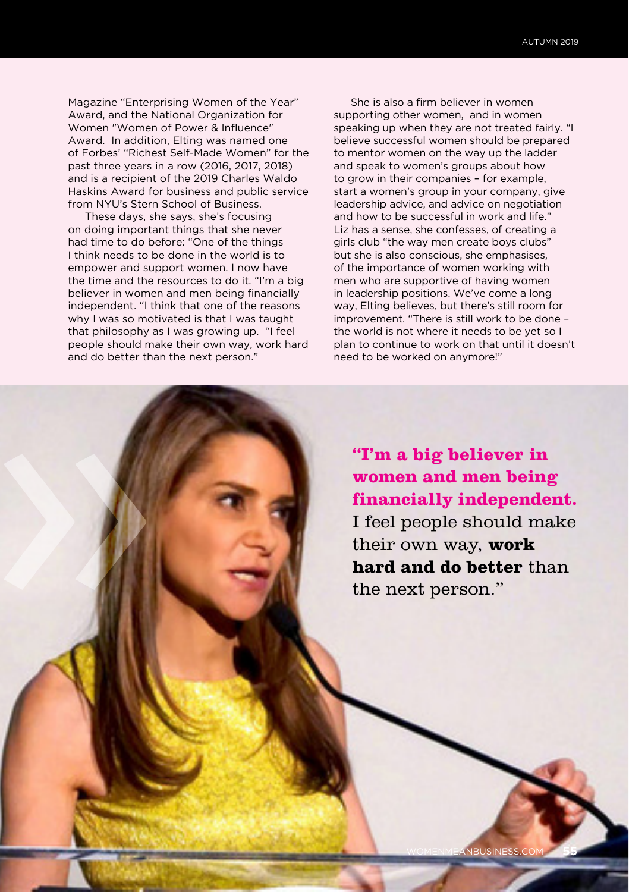Magazine "Enterprising Women of the Year" Award, and the National Organization for Women "Women of Power & Influence" Award. In addition, Elting was named one of Forbes' "Richest Self-Made Women" for the past three years in a row (2016, 2017, 2018) and is a recipient of the 2019 Charles Waldo Haskins Award for business and public service from NYU's Stern School of Business.

These days, she says, she's focusing on doing important things that she never had time to do before: "One of the things I think needs to be done in the world is to empower and support women. I now have the time and the resources to do it. "I'm a big believer in women and men being financially independent. "I think that one of the reasons why I was so motivated is that I was taught that philosophy as I was growing up. "I feel people should make their own way, work hard and do better than the next person."

She is also a firm believer in women supporting other women, and in women speaking up when they are not treated fairly. "I believe successful women should be prepared to mentor women on the way up the ladder and speak to women's groups about how to grow in their companies – for example, start a women's group in your company, give leadership advice, and advice on negotiation and how to be successful in work and life." Liz has a sense, she confesses, of creating a girls club "the way men create boys clubs" but she is also conscious, she emphasises, of the importance of women working with men who are supportive of having women in leadership positions. We've come a long way, Elting believes, but there's still room for improvement. "There is still work to be done – the world is not where it needs to be yet so I plan to continue to work on that until it doesn't need to be worked on anymore!"

> **"I'm a big believer in women and men being financially independent.** I feel people should make their own way, **work hard and do better** than the next person."